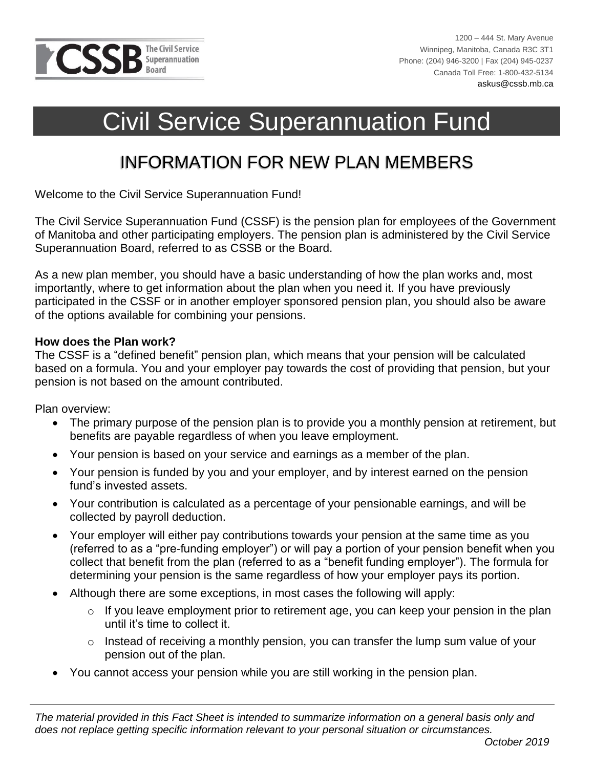CSSB The Civil Service Superannuation Board

1200 – 444 St. Mary Avenue
Winnipeg, Manitoba, Canada R3C 3T1
Phone: (204) 946-3200 | Fax (204) 945-0237
Canada Toll Free: 1-800-432-5134
askus@cssb.mb.ca

# Civil Service Superannuation Fund

## INFORMATION FOR NEW PLAN MEMBERS

Welcome to the Civil Service Superannuation Fund!

The Civil Service Superannuation Fund (CSSF) is the pension plan for employees of the Government of Manitoba and other participating employers. The pension plan is administered by the Civil Service Superannuation Board, referred to as CSSB or the Board.

As a new plan member, you should have a basic understanding of how the plan works and, most importantly, where to get information about the plan when you need it. If you have previously participated in the CSSF or in another employer sponsored pension plan, you should also be aware of the options available for combining your pensions.

**How does the Plan work?**

The CSSF is a "defined benefit" pension plan, which means that your pension will be calculated based on a formula. You and your employer pay towards the cost of providing that pension, but your pension is not based on the amount contributed.

Plan overview:

- The primary purpose of the pension plan is to provide you a monthly pension at retirement, but benefits are payable regardless of when you leave employment.
- Your pension is based on your service and earnings as a member of the plan.
- Your pension is funded by you and your employer, and by interest earned on the pension fund's invested assets.
- Your contribution is calculated as a percentage of your pensionable earnings, and will be collected by payroll deduction.
- Your employer will either pay contributions towards your pension at the same time as you (referred to as a "pre-funding employer") or will pay a portion of your pension benefit when you collect that benefit from the plan (referred to as a "benefit funding employer"). The formula for determining your pension is the same regardless of how your employer pays its portion.
- Although there are some exceptions, in most cases the following will apply:
  - If you leave employment prior to retirement age, you can keep your pension in the plan until it's time to collect it.
  - Instead of receiving a monthly pension, you can transfer the lump sum value of your pension out of the plan.
- You cannot access your pension while you are still working in the pension plan.

---

*The material provided in this Fact Sheet is intended to summarize information on a general basis only and does not replace getting specific information relevant to your personal situation or circumstances.*

*October 2019*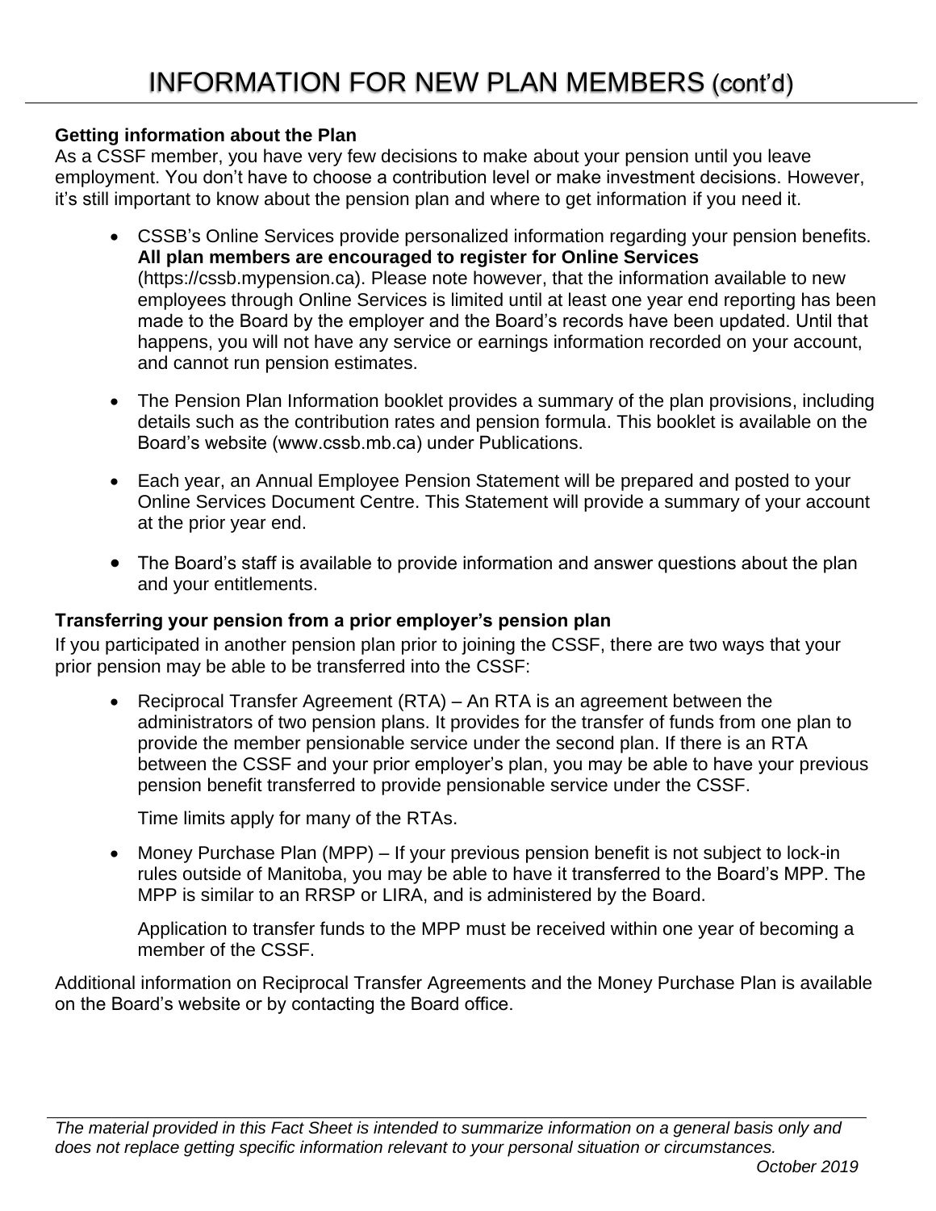# INFORMATION FOR NEW PLAN MEMBERS (cont'd)

**Getting information about the Plan**

As a CSSF member, you have very few decisions to make about your pension until you leave employment. You don't have to choose a contribution level or make investment decisions. However, it's still important to know about the pension plan and where to get information if you need it.

- CSSB's Online Services provide personalized information regarding your pension benefits. **All plan members are encouraged to register for Online Services** (https://cssb.mypension.ca). Please note however, that the information available to new employees through Online Services is limited until at least one year end reporting has been made to the Board by the employer and the Board's records have been updated. Until that happens, you will not have any service or earnings information recorded on your account, and cannot run pension estimates.
- The Pension Plan Information booklet provides a summary of the plan provisions, including details such as the contribution rates and pension formula. This booklet is available on the Board's website (www.cssb.mb.ca) under Publications.
- Each year, an Annual Employee Pension Statement will be prepared and posted to your Online Services Document Centre. This Statement will provide a summary of your account at the prior year end.
- The Board's staff is available to provide information and answer questions about the plan and your entitlements.

**Transferring your pension from a prior employer's pension plan**

If you participated in another pension plan prior to joining the CSSF, there are two ways that your prior pension may be able to be transferred into the CSSF:

- Reciprocal Transfer Agreement (RTA) – An RTA is an agreement between the administrators of two pension plans. It provides for the transfer of funds from one plan to provide the member pensionable service under the second plan. If there is an RTA between the CSSF and your prior employer's plan, you may be able to have your previous pension benefit transferred to provide pensionable service under the CSSF.

  Time limits apply for many of the RTAs.

- Money Purchase Plan (MPP) – If your previous pension benefit is not subject to lock-in rules outside of Manitoba, you may be able to have it transferred to the Board's MPP. The MPP is similar to an RRSP or LIRA, and is administered by the Board.

  Application to transfer funds to the MPP must be received within one year of becoming a member of the CSSF.

Additional information on Reciprocal Transfer Agreements and the Money Purchase Plan is available on the Board's website or by contacting the Board office.

*The material provided in this Fact Sheet is intended to summarize information on a general basis only and does not replace getting specific information relevant to your personal situation or circumstances.*

*October 2019*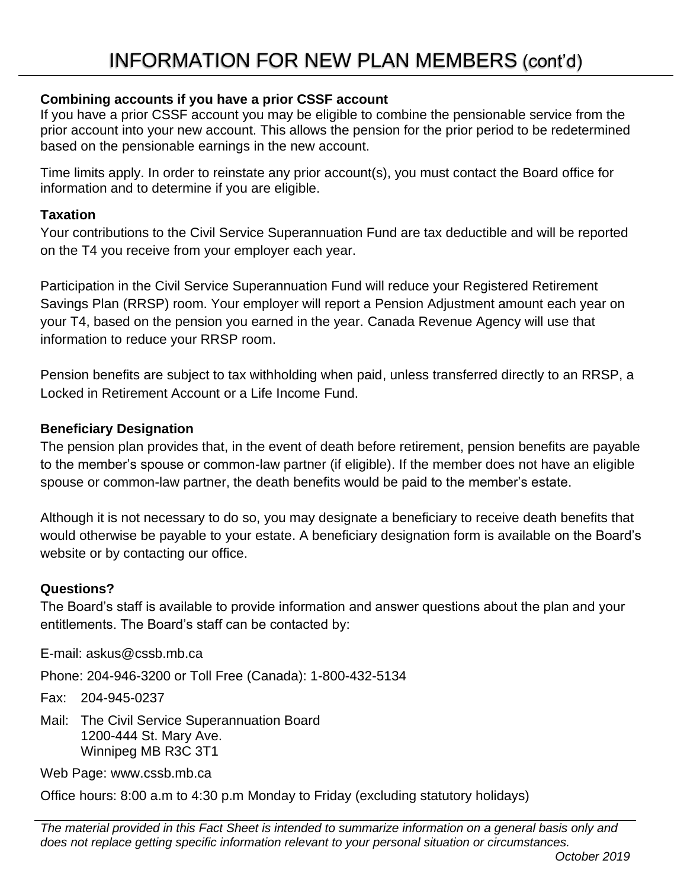# INFORMATION FOR NEW PLAN MEMBERS (cont'd)

**Combining accounts if you have a prior CSSF account**

If you have a prior CSSF account you may be eligible to combine the pensionable service from the prior account into your new account. This allows the pension for the prior period to be redetermined based on the pensionable earnings in the new account.

Time limits apply. In order to reinstate any prior account(s), you must contact the Board office for information and to determine if you are eligible.

**Taxation**

Your contributions to the Civil Service Superannuation Fund are tax deductible and will be reported on the T4 you receive from your employer each year.

Participation in the Civil Service Superannuation Fund will reduce your Registered Retirement Savings Plan (RRSP) room. Your employer will report a Pension Adjustment amount each year on your T4, based on the pension you earned in the year. Canada Revenue Agency will use that information to reduce your RRSP room.

Pension benefits are subject to tax withholding when paid, unless transferred directly to an RRSP, a Locked in Retirement Account or a Life Income Fund.

**Beneficiary Designation**

The pension plan provides that, in the event of death before retirement, pension benefits are payable to the member's spouse or common-law partner (if eligible). If the member does not have an eligible spouse or common-law partner, the death benefits would be paid to the member's estate.

Although it is not necessary to do so, you may designate a beneficiary to receive death benefits that would otherwise be payable to your estate. A beneficiary designation form is available on the Board's website or by contacting our office.

**Questions?**

The Board's staff is available to provide information and answer questions about the plan and your entitlements. The Board's staff can be contacted by:

E-mail: askus@cssb.mb.ca

Phone: 204-946-3200 or Toll Free (Canada): 1-800-432-5134

Fax: 204-945-0237

Mail: The Civil Service Superannuation Board
1200-444 St. Mary Ave.
Winnipeg MB R3C 3T1

Web Page: www.cssb.mb.ca

Office hours: 8:00 a.m to 4:30 p.m Monday to Friday (excluding statutory holidays)

*The material provided in this Fact Sheet is intended to summarize information on a general basis only and does not replace getting specific information relevant to your personal situation or circumstances.*

*October 2019*